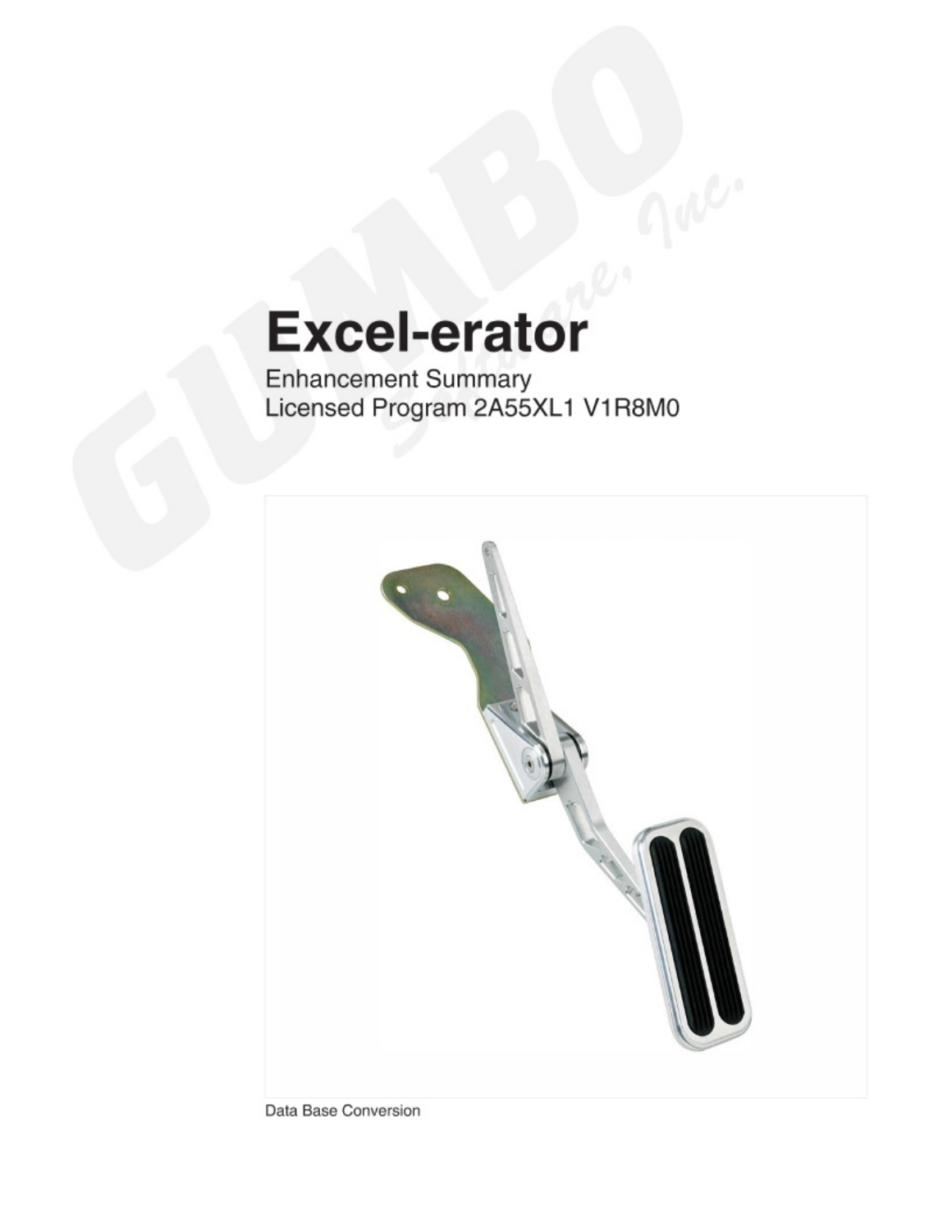# Excel-erator

Enhancement Summary
Licensed Program 2A55XL1 V1R8M0

Data Base Conversion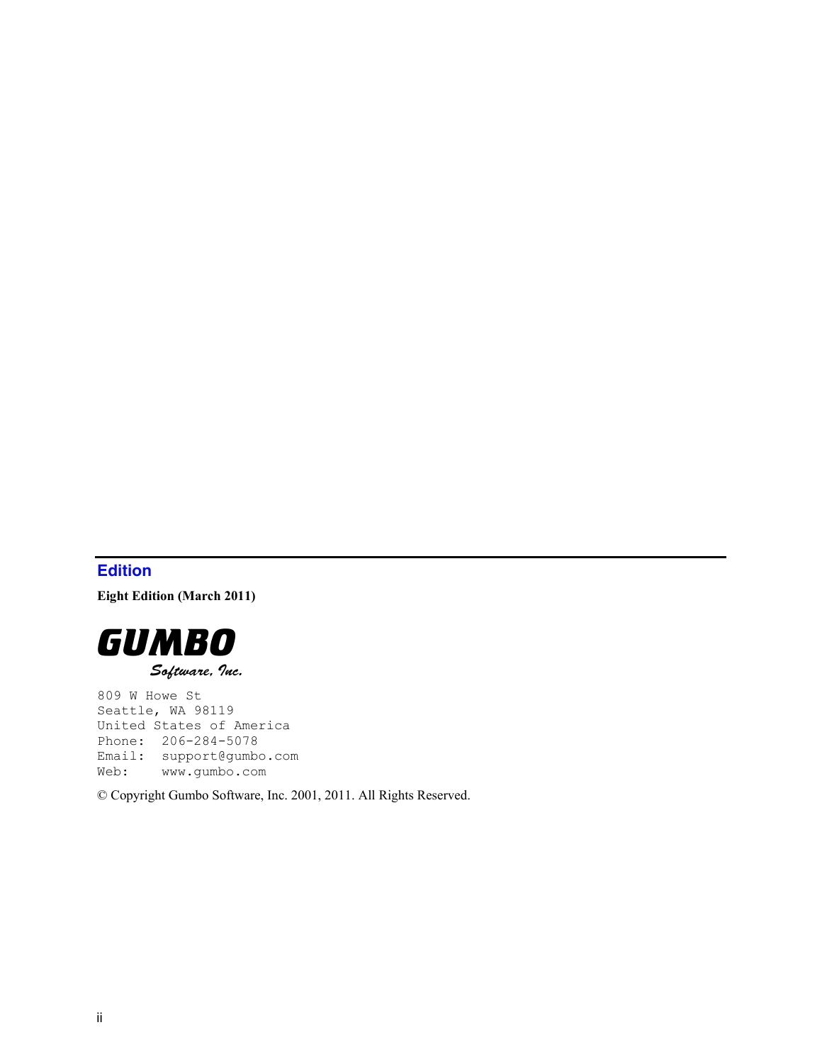## Edition

**Eight Edition (March 2011)**

**GUMBO**
*Software, Inc.*

```
809 W Howe St
Seattle, WA 98119
United States of America
Phone:  206-284-5078
Email:  support@gumbo.com
Web:    www.gumbo.com
```

© Copyright Gumbo Software, Inc. 2001, 2011. All Rights Reserved.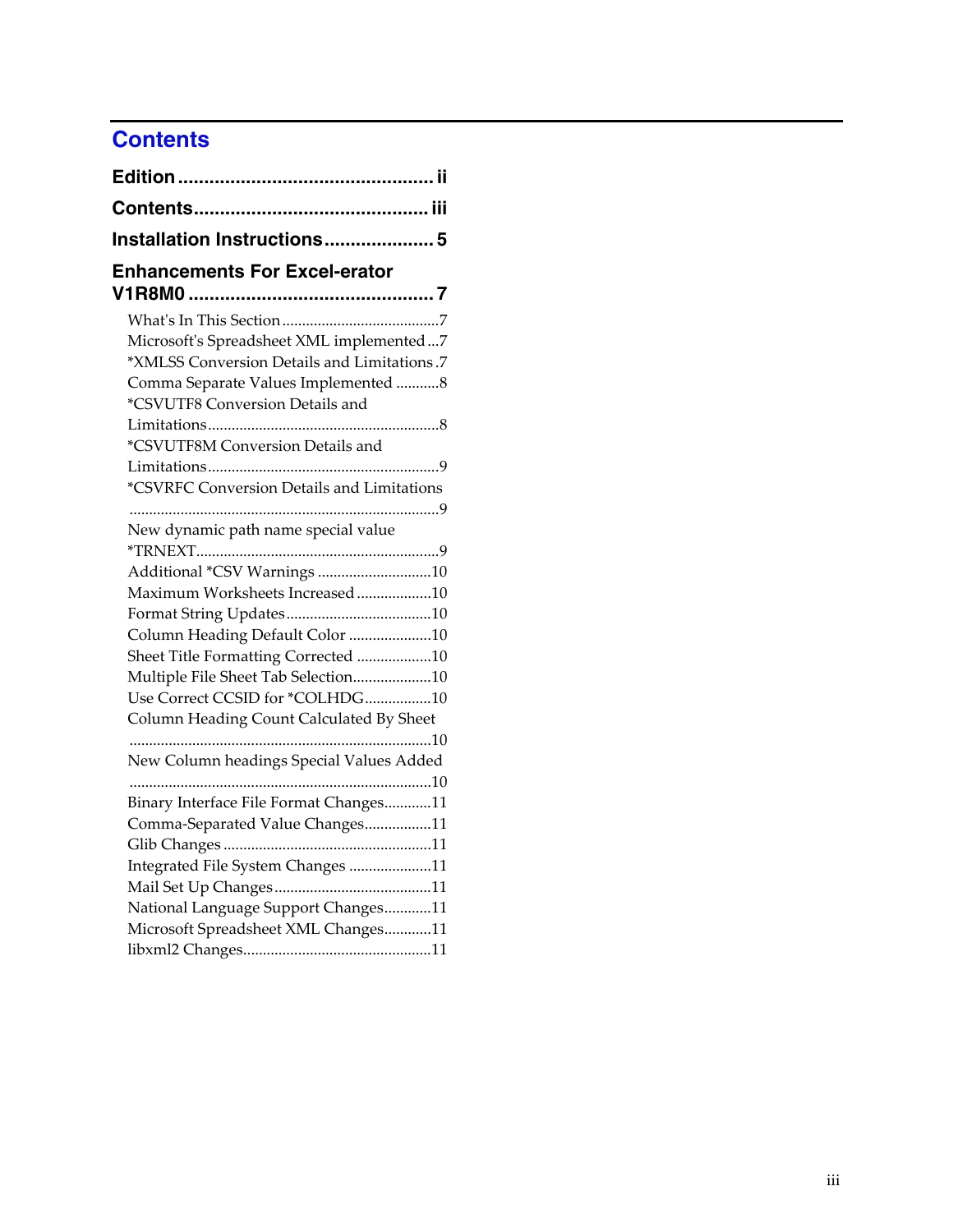# Contents

**Edition** ................................................ ii

**Contents**............................................ iii

**Installation Instructions**.................... 5

**Enhancements For Excel-erator V1R8M0** ............................................... 7

- What's In This Section ........................................7
- Microsoft's Spreadsheet XML implemented ...7
- *XMLSS Conversion Details and Limitations .7
- Comma Separate Values Implemented ...........8
- *CSVUTF8 Conversion Details and Limitations..........................................................8
- *CSVUTF8M Conversion Details and Limitations..........................................................9
- *CSVRFC Conversion Details and Limitations ..............................................................................9
- New dynamic path name special value *TRNEXT.............................................................9
- Additional *CSV Warnings .............................10
- Maximum Worksheets Increased ...................10
- Format String Updates.....................................10
- Column Heading Default Color .....................10
- Sheet Title Formatting Corrected ...................10
- Multiple File Sheet Tab Selection....................10
- Use Correct CCSID for *COLHDG.................10
- Column Heading Count Calculated By Sheet ............................................................................10
- New Column headings Special Values Added ............................................................................10
- Binary Interface File Format Changes............11
- Comma-Separated Value Changes.................11
- Glib Changes .....................................................11
- Integrated File System Changes .....................11
- Mail Set Up Changes........................................11
- National Language Support Changes............11
- Microsoft Spreadsheet XML Changes............11
- libxml2 Changes................................................11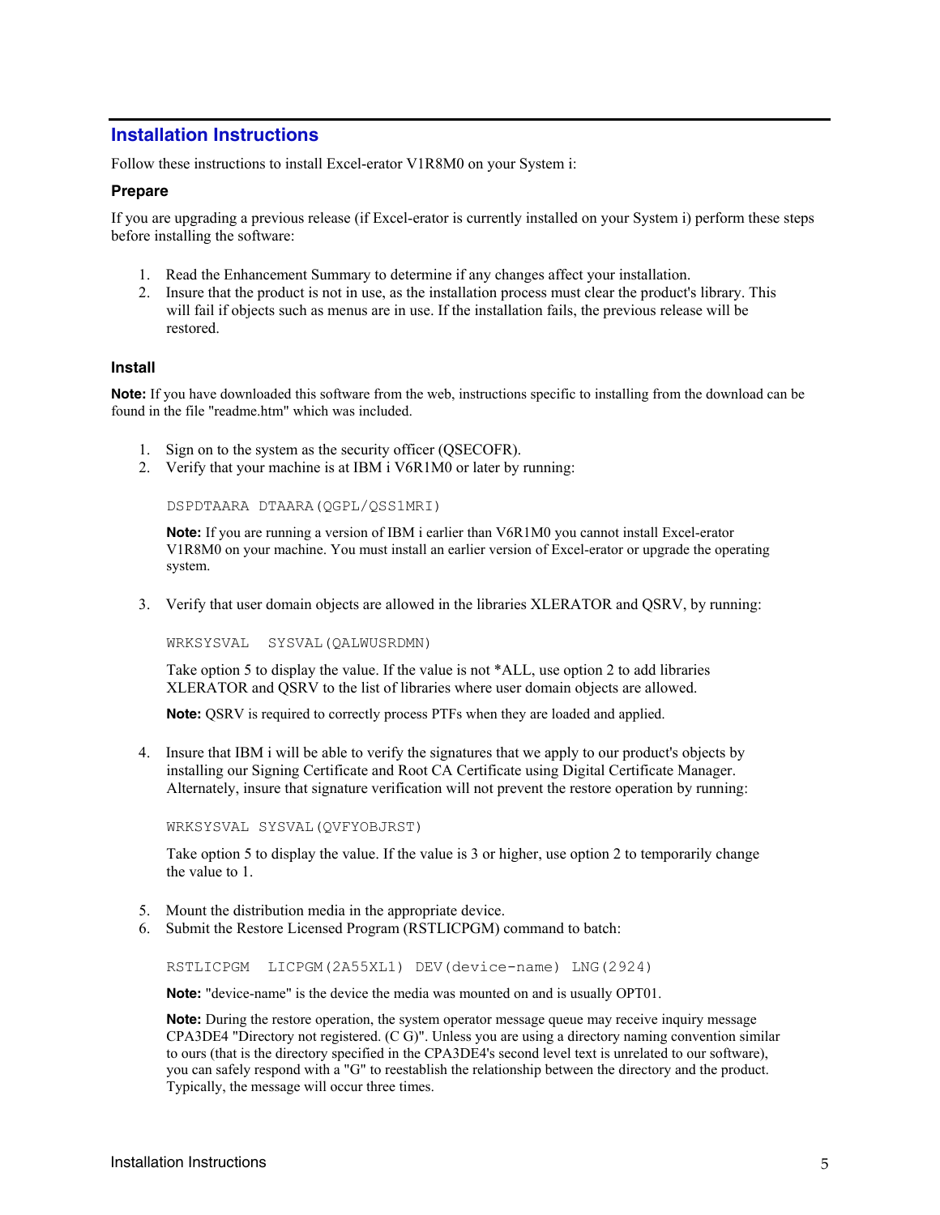## Installation Instructions

Follow these instructions to install Excel-erator V1R8M0 on your System i:

### Prepare

If you are upgrading a previous release (if Excel-erator is currently installed on your System i) perform these steps before installing the software:

1. Read the Enhancement Summary to determine if any changes affect your installation.
2. Insure that the product is not in use, as the installation process must clear the product's library. This will fail if objects such as menus are in use. If the installation fails, the previous release will be restored.

### Install

**Note:** If you have downloaded this software from the web, instructions specific to installing from the download can be found in the file "readme.htm" which was included.

1. Sign on to the system as the security officer (QSECOFR).
2. Verify that your machine is at IBM i V6R1M0 or later by running:

   ```
   DSPDTAARA DTAARA(QGPL/QSS1MRI)
   ```

   **Note:** If you are running a version of IBM i earlier than V6R1M0 you cannot install Excel-erator V1R8M0 on your machine. You must install an earlier version of Excel-erator or upgrade the operating system.

3. Verify that user domain objects are allowed in the libraries XLERATOR and QSRV, by running:

   ```
   WRKSYSVAL  SYSVAL(QALWUSRDMN)
   ```

   Take option 5 to display the value. If the value is not *ALL, use option 2 to add libraries XLERATOR and QSRV to the list of libraries where user domain objects are allowed.

   **Note:** QSRV is required to correctly process PTFs when they are loaded and applied.

4. Insure that IBM i will be able to verify the signatures that we apply to our product's objects by installing our Signing Certificate and Root CA Certificate using Digital Certificate Manager. Alternately, insure that signature verification will not prevent the restore operation by running:

   ```
   WRKSYSVAL SYSVAL(QVFYOBJRST)
   ```

   Take option 5 to display the value. If the value is 3 or higher, use option 2 to temporarily change the value to 1.

5. Mount the distribution media in the appropriate device.
6. Submit the Restore Licensed Program (RSTLICPGM) command to batch:

   ```
   RSTLICPGM  LICPGM(2A55XL1) DEV(device-name) LNG(2924)
   ```

   **Note:** "device-name" is the device the media was mounted on and is usually OPT01.

   **Note:** During the restore operation, the system operator message queue may receive inquiry message CPA3DE4 "Directory not registered. (C G)". Unless you are using a directory naming convention similar to ours (that is the directory specified in the CPA3DE4's second level text is unrelated to our software), you can safely respond with a "G" to reestablish the relationship between the directory and the product. Typically, the message will occur three times.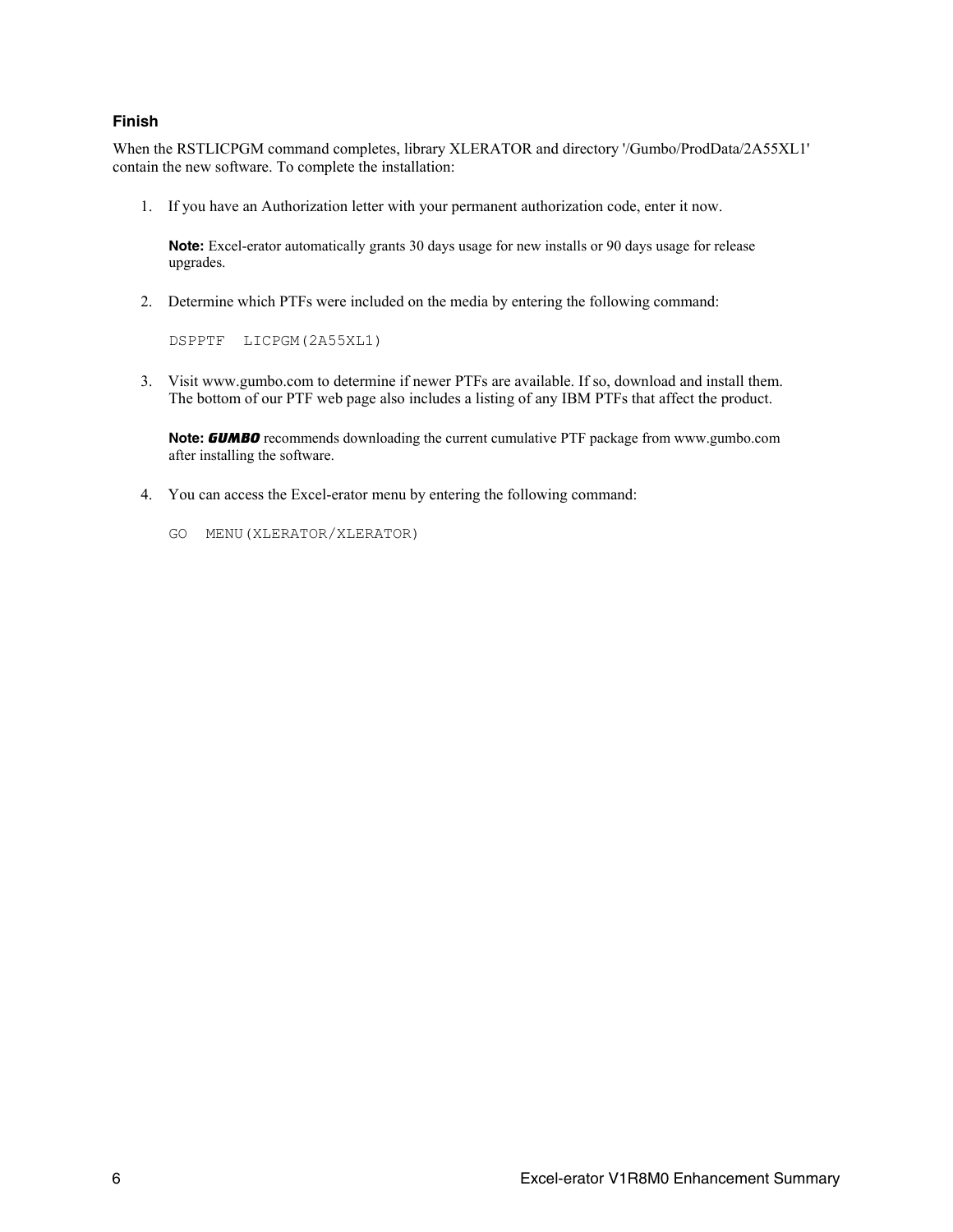### Finish

When the RSTLICPGM command completes, library XLERATOR and directory '/Gumbo/ProdData/2A55XL1' contain the new software. To complete the installation:

1. If you have an Authorization letter with your permanent authorization code, enter it now.

   **Note:** Excel-erator automatically grants 30 days usage for new installs or 90 days usage for release upgrades.

2. Determine which PTFs were included on the media by entering the following command:

   ```
   DSPPTF  LICPGM(2A55XL1)
   ```

3. Visit www.gumbo.com to determine if newer PTFs are available. If so, download and install them. The bottom of our PTF web page also includes a listing of any IBM PTFs that affect the product.

   **Note:** ***GUMBO*** recommends downloading the current cumulative PTF package from www.gumbo.com after installing the software.

4. You can access the Excel-erator menu by entering the following command:

   ```
   GO  MENU(XLERATOR/XLERATOR)
   ```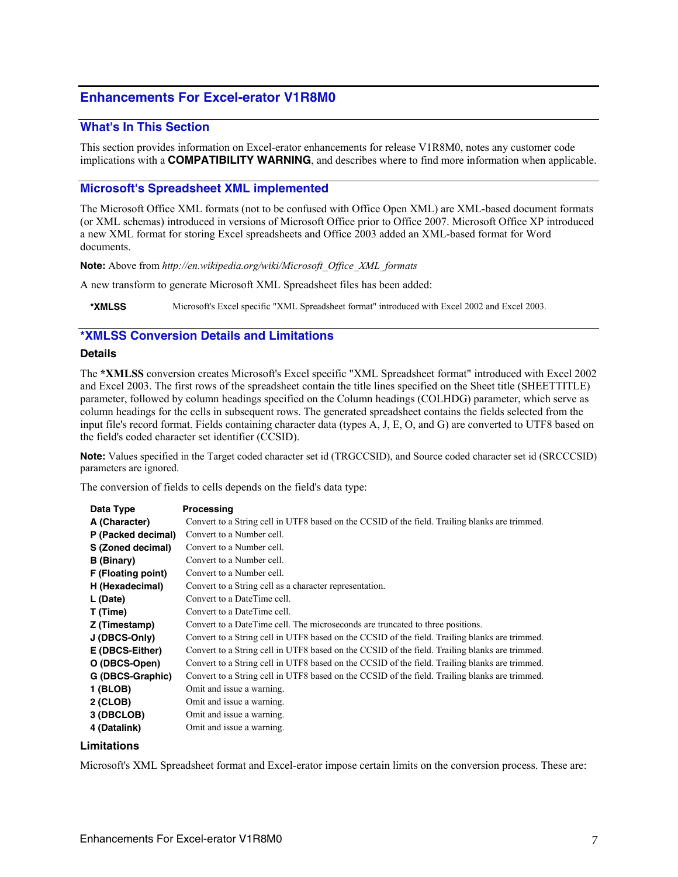## Enhancements For Excel-erator V1R8M0

### What's In This Section

This section provides information on Excel-erator enhancements for release V1R8M0, notes any customer code implications with a **COMPATIBILITY WARNING**, and describes where to find more information when applicable.

### Microsoft's Spreadsheet XML implemented

The Microsoft Office XML formats (not to be confused with Office Open XML) are XML-based document formats (or XML schemas) introduced in versions of Microsoft Office prior to Office 2007. Microsoft Office XP introduced a new XML format for storing Excel spreadsheets and Office 2003 added an XML-based format for Word documents.

**Note:** Above from *http://en.wikipedia.org/wiki/Microsoft_Office_XML_formats*

A new transform to generate Microsoft XML Spreadsheet files has been added:

| | |
|---|---|
| **\*XMLSS** | Microsoft's Excel specific "XML Spreadsheet format" introduced with Excel 2002 and Excel 2003. |

### *XMLSS Conversion Details and Limitations

#### Details

The ***XMLSS** conversion creates Microsoft's Excel specific "XML Spreadsheet format" introduced with Excel 2002 and Excel 2003. The first rows of the spreadsheet contain the title lines specified on the Sheet title (SHEETTITLE) parameter, followed by column headings specified on the Column headings (COLHDG) parameter, which serve as column headings for the cells in subsequent rows. The generated spreadsheet contains the fields selected from the input file's record format. Fields containing character data (types A, J, E, O, and G) are converted to UTF8 based on the field's coded character set identifier (CCSID).

**Note:** Values specified in the Target coded character set id (TRGCCSID), and Source coded character set id (SRCCCSID) parameters are ignored.

The conversion of fields to cells depends on the field's data type:

| Data Type | Processing |
|---|---|
| **A (Character)** | Convert to a String cell in UTF8 based on the CCSID of the field. Trailing blanks are trimmed. |
| **P (Packed decimal)** | Convert to a Number cell. |
| **S (Zoned decimal)** | Convert to a Number cell. |
| **B (Binary)** | Convert to a Number cell. |
| **F (Floating point)** | Convert to a Number cell. |
| **H (Hexadecimal)** | Convert to a String cell as a character representation. |
| **L (Date)** | Convert to a DateTime cell. |
| **T (Time)** | Convert to a DateTime cell. |
| **Z (Timestamp)** | Convert to a DateTime cell. The microseconds are truncated to three positions. |
| **J (DBCS-Only)** | Convert to a String cell in UTF8 based on the CCSID of the field. Trailing blanks are trimmed. |
| **E (DBCS-Either)** | Convert to a String cell in UTF8 based on the CCSID of the field. Trailing blanks are trimmed. |
| **O (DBCS-Open)** | Convert to a String cell in UTF8 based on the CCSID of the field. Trailing blanks are trimmed. |
| **G (DBCS-Graphic)** | Convert to a String cell in UTF8 based on the CCSID of the field. Trailing blanks are trimmed. |
| **1 (BLOB)** | Omit and issue a warning. |
| **2 (CLOB)** | Omit and issue a warning. |
| **3 (DBCLOB)** | Omit and issue a warning. |
| **4 (Datalink)** | Omit and issue a warning. |

#### Limitations

Microsoft's XML Spreadsheet format and Excel-erator impose certain limits on the conversion process. These are: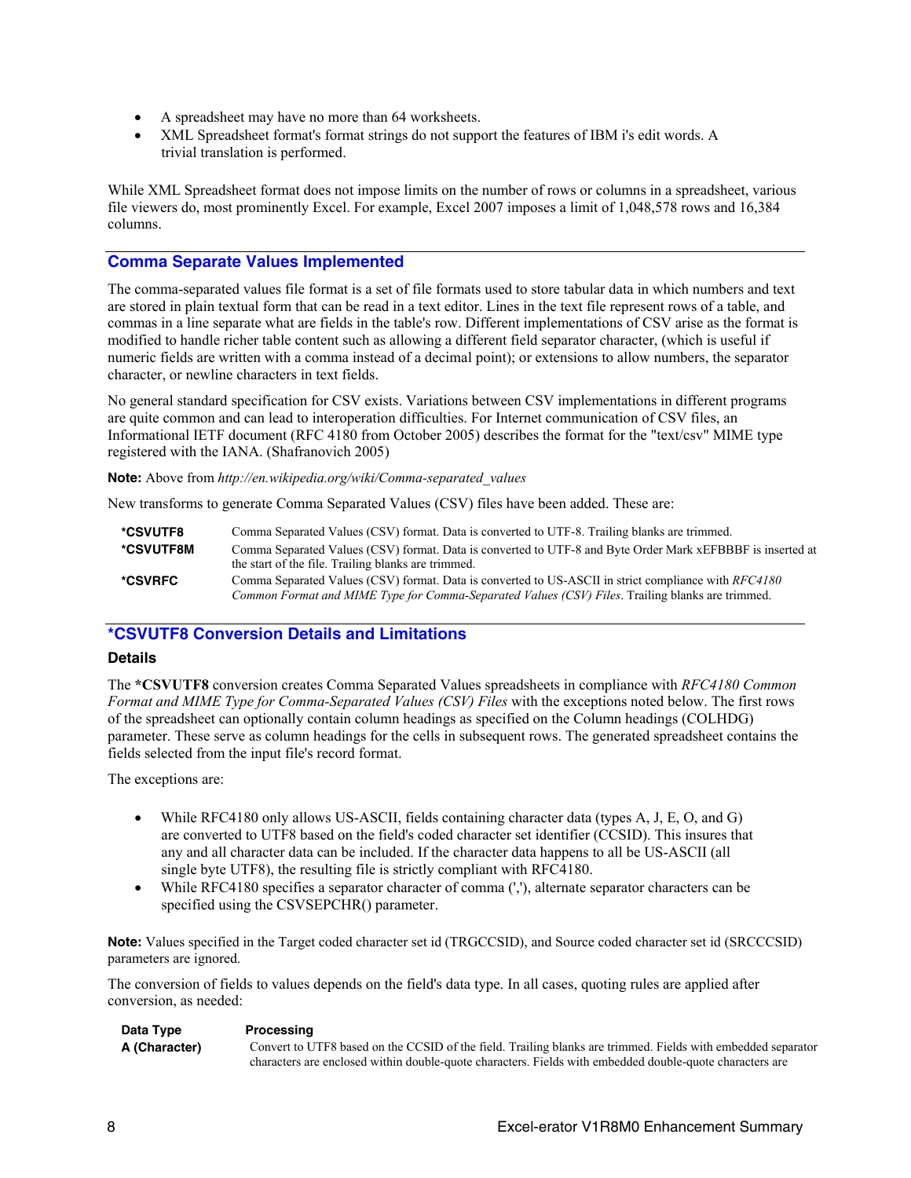- A spreadsheet may have no more than 64 worksheets.
- XML Spreadsheet format's format strings do not support the features of IBM i's edit words. A trivial translation is performed.

While XML Spreadsheet format does not impose limits on the number of rows or columns in a spreadsheet, various file viewers do, most prominently Excel. For example, Excel 2007 imposes a limit of 1,048,578 rows and 16,384 columns.

## Comma Separate Values Implemented

The comma-separated values file format is a set of file formats used to store tabular data in which numbers and text are stored in plain textual form that can be read in a text editor. Lines in the text file represent rows of a table, and commas in a line separate what are fields in the table's row. Different implementations of CSV arise as the format is modified to handle richer table content such as allowing a different field separator character, (which is useful if numeric fields are written with a comma instead of a decimal point); or extensions to allow numbers, the separator character, or newline characters in text fields.

No general standard specification for CSV exists. Variations between CSV implementations in different programs are quite common and can lead to interoperation difficulties. For Internet communication of CSV files, an Informational IETF document (RFC 4180 from October 2005) describes the format for the "text/csv" MIME type registered with the IANA. (Shafranovich 2005)

**Note:** Above from *http://en.wikipedia.org/wiki/Comma-separated_values*

New transforms to generate Comma Separated Values (CSV) files have been added. These are:

| | |
|---|---|
| **\*CSVUTF8** | Comma Separated Values (CSV) format. Data is converted to UTF-8. Trailing blanks are trimmed. |
| **\*CSVUTF8M** | Comma Separated Values (CSV) format. Data is converted to UTF-8 and Byte Order Mark xEFBBBF is inserted at the start of the file. Trailing blanks are trimmed. |
| **\*CSVRFC** | Comma Separated Values (CSV) format. Data is converted to US-ASCII in strict compliance with *RFC4180 Common Format and MIME Type for Comma-Separated Values (CSV) Files*. Trailing blanks are trimmed. |

## *CSVUTF8 Conversion Details and Limitations

### Details

The ***CSVUTF8** conversion creates Comma Separated Values spreadsheets in compliance with *RFC4180 Common Format and MIME Type for Comma-Separated Values (CSV) Files* with the exceptions noted below. The first rows of the spreadsheet can optionally contain column headings as specified on the Column headings (COLHDG) parameter. These serve as column headings for the cells in subsequent rows. The generated spreadsheet contains the fields selected from the input file's record format.

The exceptions are:

- While RFC4180 only allows US-ASCII, fields containing character data (types A, J, E, O, and G) are converted to UTF8 based on the field's coded character set identifier (CCSID). This insures that any and all character data can be included. If the character data happens to all be US-ASCII (all single byte UTF8), the resulting file is strictly compliant with RFC4180.
- While RFC4180 specifies a separator character of comma (','), alternate separator characters can be specified using the CSVSEPCHR() parameter.

**Note:** Values specified in the Target coded character set id (TRGCCSID), and Source coded character set id (SRCCCSID) parameters are ignored.

The conversion of fields to values depends on the field's data type. In all cases, quoting rules are applied after conversion, as needed:

| Data Type | Processing |
|---|---|
| **A (Character)** | Convert to UTF8 based on the CCSID of the field. Trailing blanks are trimmed. Fields with embedded separator characters are enclosed within double-quote characters. Fields with embedded double-quote characters are |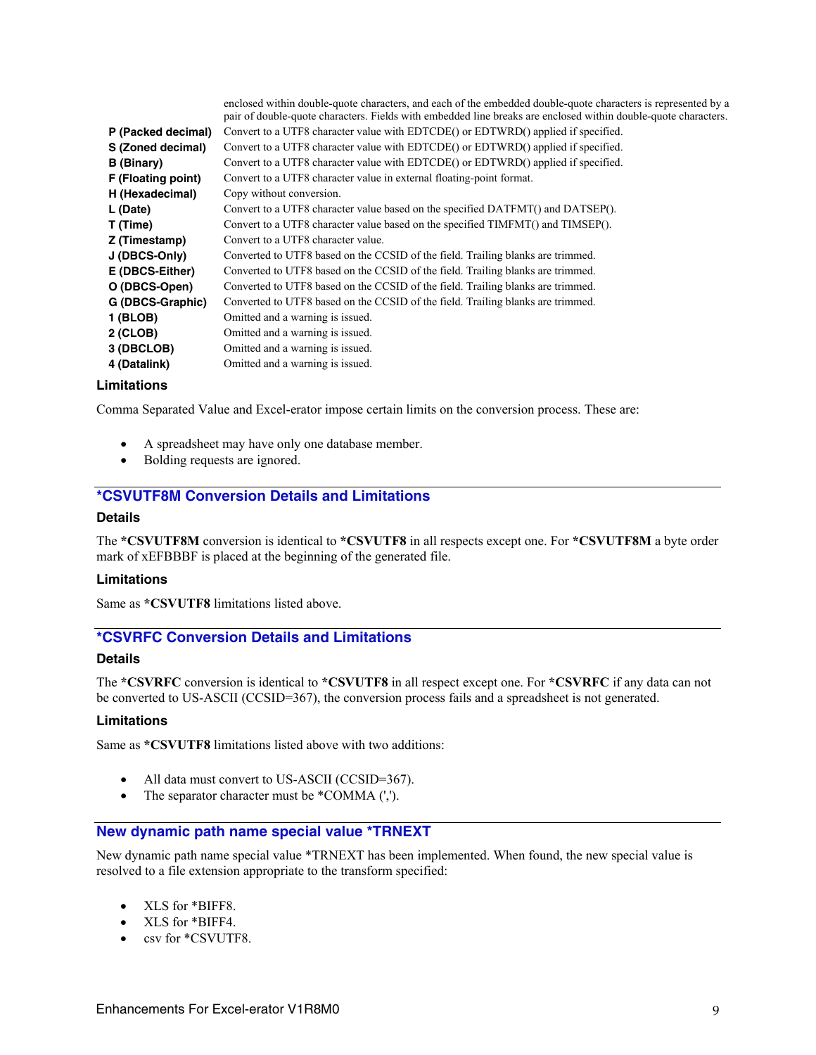| | |
|---|---|
| | enclosed within double-quote characters, and each of the embedded double-quote characters is represented by a pair of double-quote characters. Fields with embedded line breaks are enclosed within double-quote characters. |
| **P (Packed decimal)** | Convert to a UTF8 character value with EDTCDE() or EDTWRD() applied if specified. |
| **S (Zoned decimal)** | Convert to a UTF8 character value with EDTCDE() or EDTWRD() applied if specified. |
| **B (Binary)** | Convert to a UTF8 character value with EDTCDE() or EDTWRD() applied if specified. |
| **F (Floating point)** | Convert to a UTF8 character value in external floating-point format. |
| **H (Hexadecimal)** | Copy without conversion. |
| **L (Date)** | Convert to a UTF8 character value based on the specified DATFMT() and DATSEP(). |
| **T (Time)** | Convert to a UTF8 character value based on the specified TIMFMT() and TIMSEP(). |
| **Z (Timestamp)** | Convert to a UTF8 character value. |
| **J (DBCS-Only)** | Converted to UTF8 based on the CCSID of the field. Trailing blanks are trimmed. |
| **E (DBCS-Either)** | Converted to UTF8 based on the CCSID of the field. Trailing blanks are trimmed. |
| **O (DBCS-Open)** | Converted to UTF8 based on the CCSID of the field. Trailing blanks are trimmed. |
| **G (DBCS-Graphic)** | Converted to UTF8 based on the CCSID of the field. Trailing blanks are trimmed. |
| **1 (BLOB)** | Omitted and a warning is issued. |
| **2 (CLOB)** | Omitted and a warning is issued. |
| **3 (DBCLOB)** | Omitted and a warning is issued. |
| **4 (Datalink)** | Omitted and a warning is issued. |

### Limitations

Comma Separated Value and Excel-erator impose certain limits on the conversion process. These are:

- A spreadsheet may have only one database member.
- Bolding requests are ignored.

## *CSVUTF8M Conversion Details and Limitations

### Details

The **\*CSVUTF8M** conversion is identical to **\*CSVUTF8** in all respects except one. For **\*CSVUTF8M** a byte order mark of xEFBBBF is placed at the beginning of the generated file.

### Limitations

Same as **\*CSVUTF8** limitations listed above.

## *CSVRFC Conversion Details and Limitations

### Details

The **\*CSVRFC** conversion is identical to **\*CSVUTF8** in all respect except one. For **\*CSVRFC** if any data can not be converted to US-ASCII (CCSID=367), the conversion process fails and a spreadsheet is not generated.

### Limitations

Same as **\*CSVUTF8** limitations listed above with two additions:

- All data must convert to US-ASCII (CCSID=367).
- The separator character must be *COMMA (',').

## New dynamic path name special value *TRNEXT

New dynamic path name special value *TRNEXT has been implemented. When found, the new special value is resolved to a file extension appropriate to the transform specified:

- XLS for *BIFF8.
- XLS for *BIFF4.
- csv for *CSVUTF8.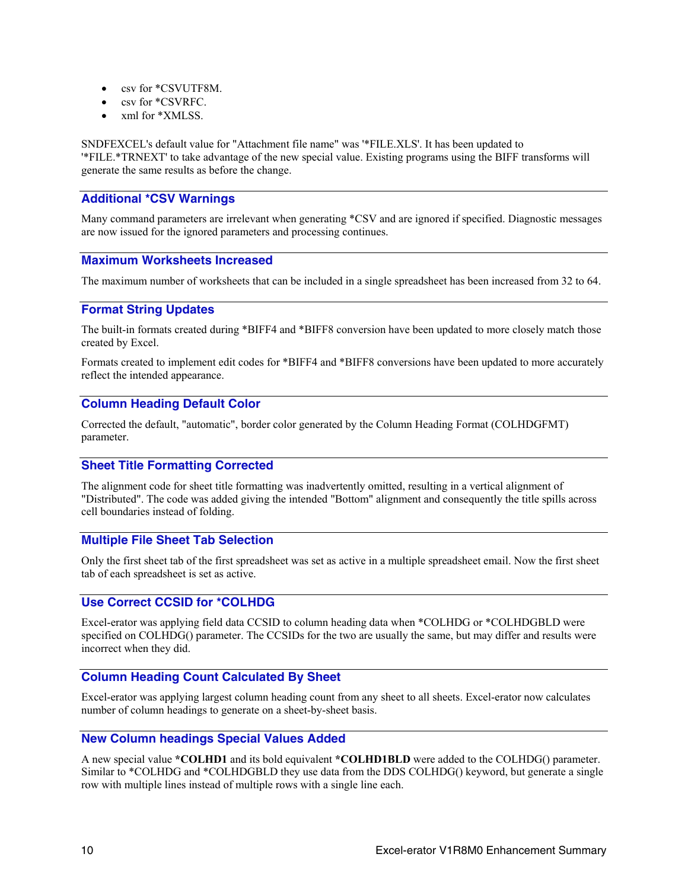- csv for *CSVUTF8M.
- csv for *CSVRFC.
- xml for *XMLSS.

SNDFEXCEL's default value for "Attachment file name" was '*FILE.XLS'. It has been updated to '*FILE.*TRNEXT' to take advantage of the new special value. Existing programs using the BIFF transforms will generate the same results as before the change.

## Additional *CSV Warnings

Many command parameters are irrelevant when generating *CSV and are ignored if specified. Diagnostic messages are now issued for the ignored parameters and processing continues.

## Maximum Worksheets Increased

The maximum number of worksheets that can be included in a single spreadsheet has been increased from 32 to 64.

## Format String Updates

The built-in formats created during *BIFF4 and *BIFF8 conversion have been updated to more closely match those created by Excel.

Formats created to implement edit codes for *BIFF4 and *BIFF8 conversions have been updated to more accurately reflect the intended appearance.

## Column Heading Default Color

Corrected the default, "automatic", border color generated by the Column Heading Format (COLHDGFMT) parameter.

## Sheet Title Formatting Corrected

The alignment code for sheet title formatting was inadvertently omitted, resulting in a vertical alignment of "Distributed". The code was added giving the intended "Bottom" alignment and consequently the title spills across cell boundaries instead of folding.

## Multiple File Sheet Tab Selection

Only the first sheet tab of the first spreadsheet was set as active in a multiple spreadsheet email. Now the first sheet tab of each spreadsheet is set as active.

## Use Correct CCSID for *COLHDG

Excel-erator was applying field data CCSID to column heading data when *COLHDG or *COLHDGBLD were specified on COLHDG() parameter. The CCSIDs for the two are usually the same, but may differ and results were incorrect when they did.

## Column Heading Count Calculated By Sheet

Excel-erator was applying largest column heading count from any sheet to all sheets. Excel-erator now calculates number of column headings to generate on a sheet-by-sheet basis.

## New Column headings Special Values Added

A new special value **\*COLHD1** and its bold equivalent **\*COLHD1BLD** were added to the COLHDG() parameter. Similar to *COLHDG and *COLHDGBLD they use data from the DDS COLHDG() keyword, but generate a single row with multiple lines instead of multiple rows with a single line each.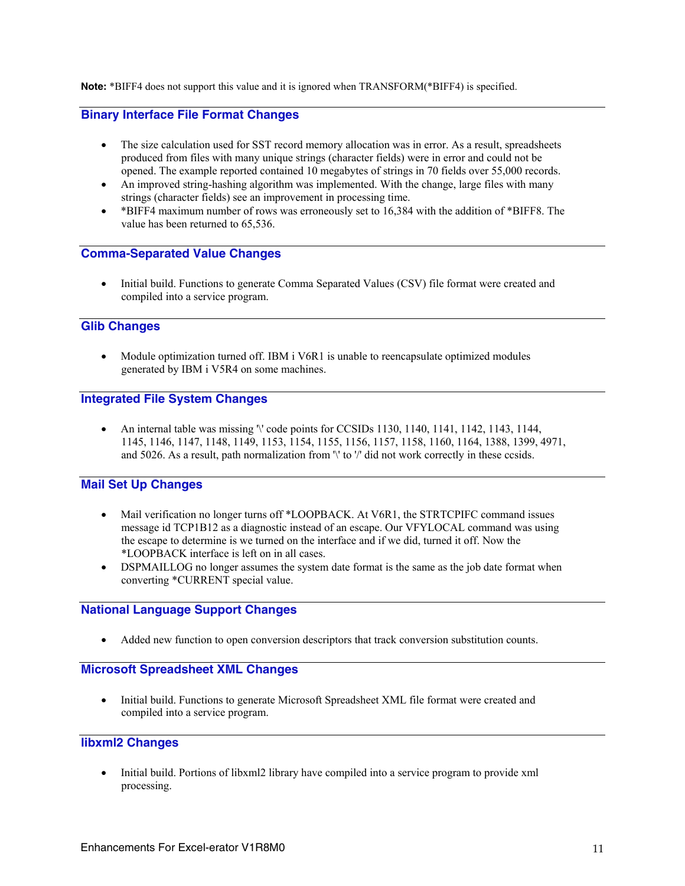**Note:** *BIFF4 does not support this value and it is ignored when TRANSFORM(*BIFF4) is specified.

## Binary Interface File Format Changes

- The size calculation used for SST record memory allocation was in error. As a result, spreadsheets produced from files with many unique strings (character fields) were in error and could not be opened. The example reported contained 10 megabytes of strings in 70 fields over 55,000 records.
- An improved string-hashing algorithm was implemented. With the change, large files with many strings (character fields) see an improvement in processing time.
- *BIFF4 maximum number of rows was erroneously set to 16,384 with the addition of *BIFF8. The value has been returned to 65,536.

## Comma-Separated Value Changes

- Initial build. Functions to generate Comma Separated Values (CSV) file format were created and compiled into a service program.

## Glib Changes

- Module optimization turned off. IBM i V6R1 is unable to reencapsulate optimized modules generated by IBM i V5R4 on some machines.

## Integrated File System Changes

- An internal table was missing '\' code points for CCSIDs 1130, 1140, 1141, 1142, 1143, 1144, 1145, 1146, 1147, 1148, 1149, 1153, 1154, 1155, 1156, 1157, 1158, 1160, 1164, 1388, 1399, 4971, and 5026. As a result, path normalization from '\' to '/' did not work correctly in these ccsids.

## Mail Set Up Changes

- Mail verification no longer turns off *LOOPBACK. At V6R1, the STRTCPIFC command issues message id TCP1B12 as a diagnostic instead of an escape. Our VFYLOCAL command was using the escape to determine is we turned on the interface and if we did, turned it off. Now the *LOOPBACK interface is left on in all cases.
- DSPMAILLOG no longer assumes the system date format is the same as the job date format when converting *CURRENT special value.

## National Language Support Changes

- Added new function to open conversion descriptors that track conversion substitution counts.

## Microsoft Spreadsheet XML Changes

- Initial build. Functions to generate Microsoft Spreadsheet XML file format were created and compiled into a service program.

## libxml2 Changes

- Initial build. Portions of libxml2 library have compiled into a service program to provide xml processing.